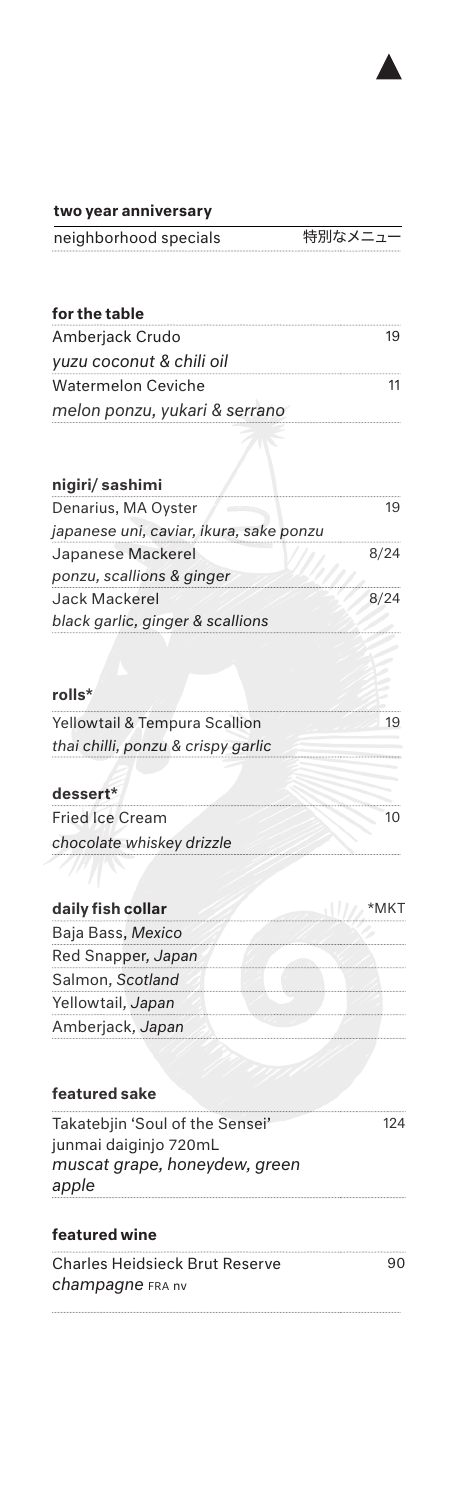**two year anniversary**

neighborhood specials 特別なメニュー

**for the table**

| | |
|---|---|
| Amberjack Crudo | 19 |
| *yuzu coconut & chili oil* | |
| Watermelon Ceviche | 11 |
| *melon ponzu, yukari & serrano* | |

**nigiri/ sashimi**

| | |
|---|---|
| Denarius, MA Oyster | 19 |
| *japanese uni, caviar, ikura, sake ponzu* | |
| Japanese Mackerel | 8/24 |
| *ponzu, scallions & ginger* | |
| Jack Mackerel | 8/24 |
| *black garlic, ginger & scallions* | |

**rolls***

| | |
|---|---|
| Yellowtail & Tempura Scallion | 19 |
| *thai chilli, ponzu & crispy garlic* | |

**dessert***

| | |
|---|---|
| Fried Ice Cream | 10 |
| *chocolate whiskey drizzle* | |

**daily fish collar** *MKT

Baja Bass, *Mexico*
Red Snapper, *Japan*
Salmon, *Scotland*
Yellowtail, *Japan*
Amberjack, *Japan*

**featured sake**

| | |
|---|---|
| Takatebjin 'Soul of the Sensei' junmai daiginjo 720mL | 124 |
| *muscat grape, honeydew, green apple* | |

**featured wine**

| | |
|---|---|
| Charles Heidsieck Brut Reserve | 90 |
| *champagne* FRA nv | |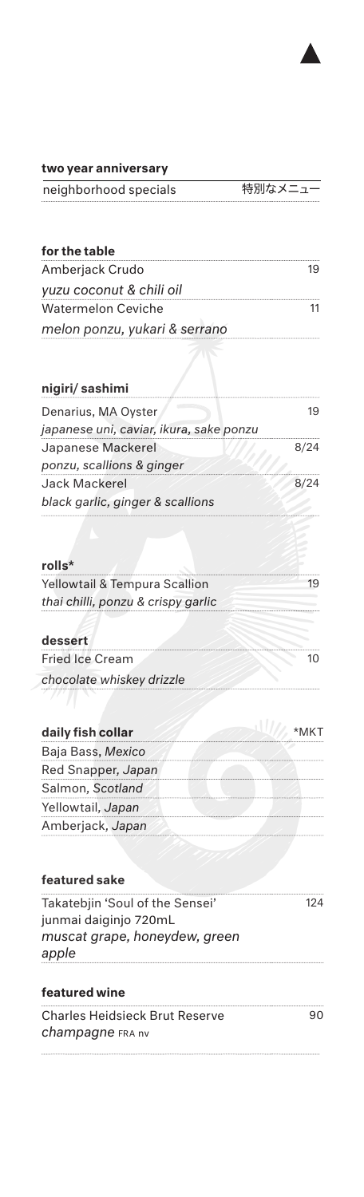**two year anniversary**

neighborhood specials 特別なメニュー

**for the table**

Amberjack Crudo 19
*yuzu coconut & chili oil*

Watermelon Ceviche 11
*melon ponzu, yukari & serrano*

**nigiri/ sashimi**

Denarius, MA Oyster 19
*japanese uni, caviar, ikura, sake ponzu*

Japanese Mackerel 8/24
*ponzu, scallions & ginger*

Jack Mackerel 8/24
*black garlic, ginger & scallions*

**rolls***

Yellowtail & Tempura Scallion 19
*thai chilli, ponzu & crispy garlic*

**dessert**

Fried Ice Cream 10
*chocolate whiskey drizzle*

**daily fish collar** *MKT

Baja Bass, *Mexico*
Red Snapper, *Japan*
Salmon, *Scotland*
Yellowtail, *Japan*
Amberjack, *Japan*

**featured sake**

Takatebjin 'Soul of the Sensei' 124
junmai daiginjo 720mL
*muscat grape, honeydew, green apple*

**featured wine**

Charles Heidsieck Brut Reserve 90
*champagne* FRA nv